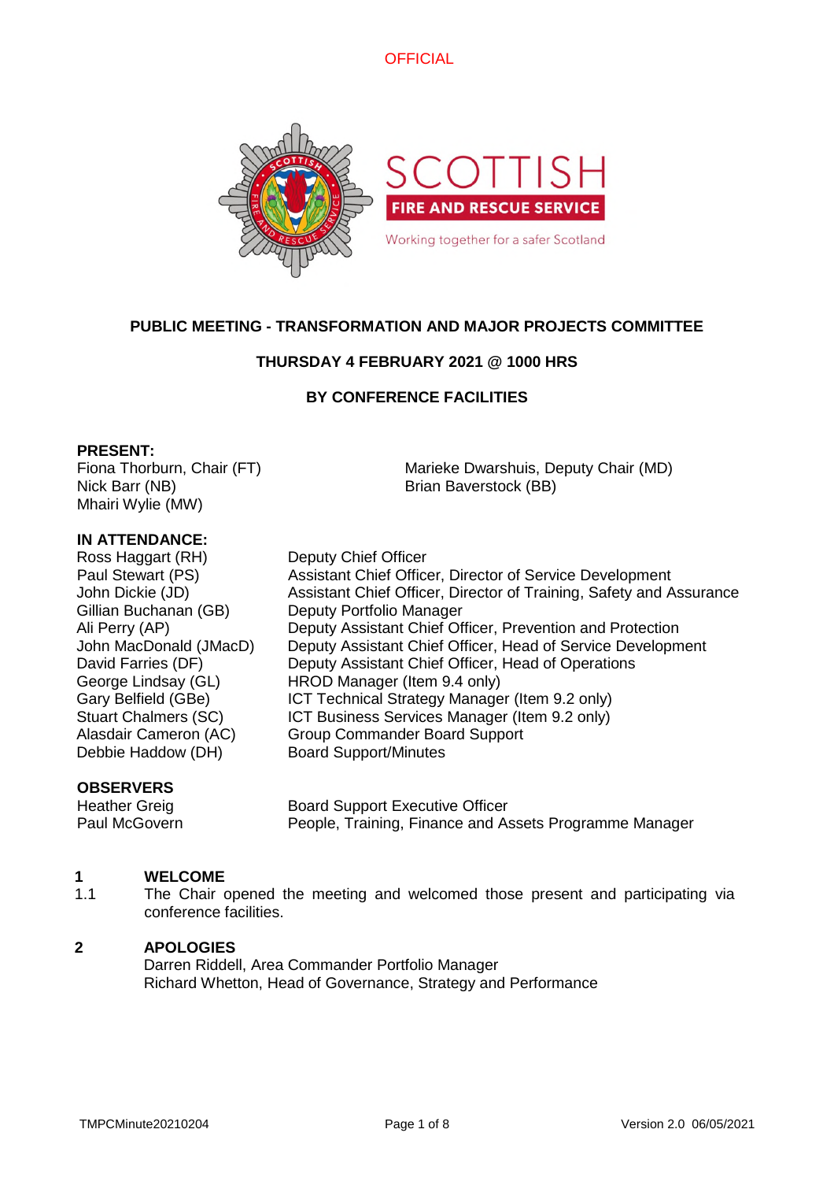OFFICIAL

# PUBLIC MEETING - TRANSFORMATION AND MAJOR PROJECTS COMMITTEE

## THURSDAY 4 FEBRUARY 2021 @ 1000 HRS

## BY CONFERENCE FACILITIES

**PRESENT:**

Fiona Thorburn, Chair (FT)
Marieke Dwarshuis, Deputy Chair (MD)
Nick Barr (NB)
Brian Baverstock (BB)
Mhairi Wylie (MW)

**IN ATTENDANCE:**

| | |
|---|---|
| Ross Haggart (RH) | Deputy Chief Officer |
| Paul Stewart (PS) | Assistant Chief Officer, Director of Service Development |
| John Dickie (JD) | Assistant Chief Officer, Director of Training, Safety and Assurance |
| Gillian Buchanan (GB) | Deputy Portfolio Manager |
| Ali Perry (AP) | Deputy Assistant Chief Officer, Prevention and Protection |
| John MacDonald (JMacD) | Deputy Assistant Chief Officer, Head of Service Development |
| David Farries (DF) | Deputy Assistant Chief Officer, Head of Operations |
| George Lindsay (GL) | HROD Manager (Item 9.4 only) |
| Gary Belfield (GBe) | ICT Technical Strategy Manager (Item 9.2 only) |
| Stuart Chalmers (SC) | ICT Business Services Manager (Item 9.2 only) |
| Alasdair Cameron (AC) | Group Commander Board Support |
| Debbie Haddow (DH) | Board Support/Minutes |

**OBSERVERS**

| | |
|---|---|
| Heather Greig | Board Support Executive Officer |
| Paul McGovern | People, Training, Finance and Assets Programme Manager |

**1 WELCOME**

1.1 The Chair opened the meeting and welcomed those present and participating via conference facilities.

**2 APOLOGIES**

Darren Riddell, Area Commander Portfolio Manager
Richard Whetton, Head of Governance, Strategy and Performance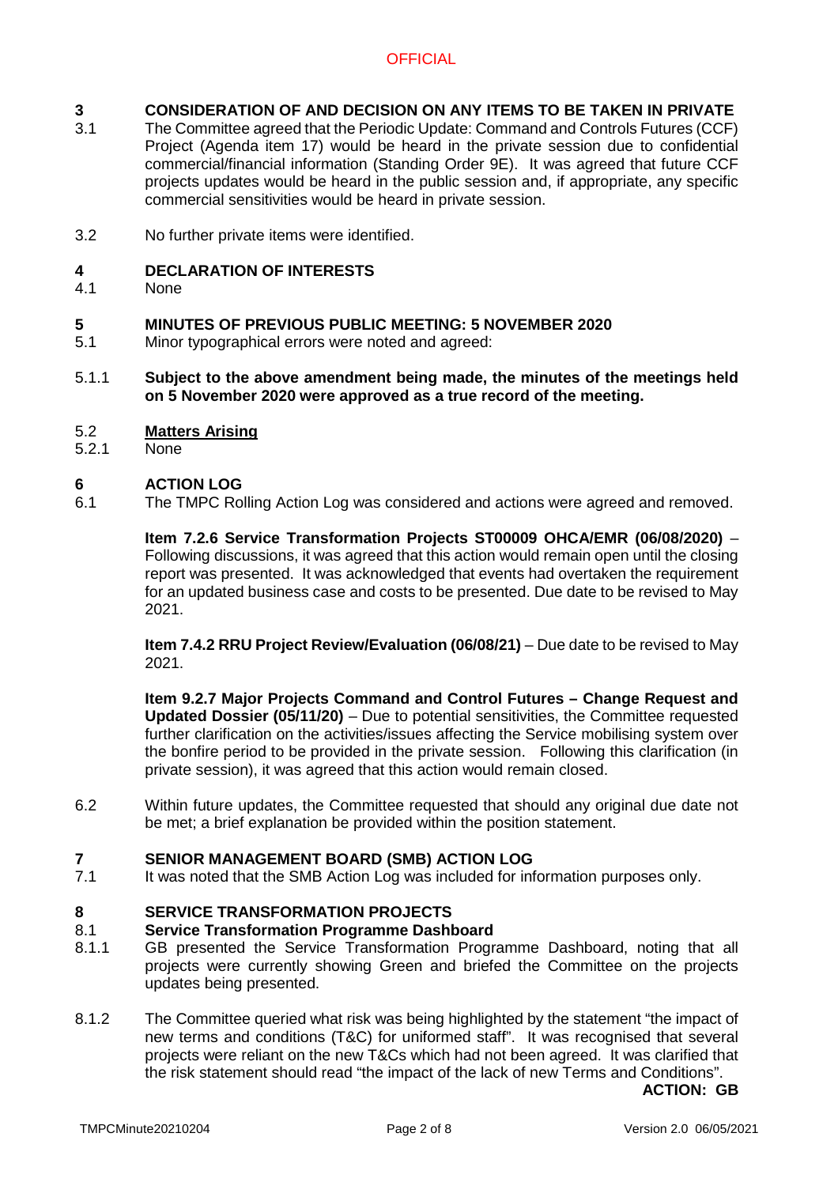**3 CONSIDERATION OF AND DECISION ON ANY ITEMS TO BE TAKEN IN PRIVATE**

3.1 The Committee agreed that the Periodic Update: Command and Controls Futures (CCF) Project (Agenda item 17) would be heard in the private session due to confidential commercial/financial information (Standing Order 9E). It was agreed that future CCF projects updates would be heard in the public session and, if appropriate, any specific commercial sensitivities would be heard in private session.

3.2 No further private items were identified.

**4 DECLARATION OF INTERESTS**

4.1 None

**5 MINUTES OF PREVIOUS PUBLIC MEETING: 5 NOVEMBER 2020**

5.1 Minor typographical errors were noted and agreed:

5.1.1 **Subject to the above amendment being made, the minutes of the meetings held on 5 November 2020 were approved as a true record of the meeting.**

5.2 **Matters Arising**

5.2.1 None

**6 ACTION LOG**

6.1 The TMPC Rolling Action Log was considered and actions were agreed and removed.

**Item 7.2.6 Service Transformation Projects ST00009 OHCA/EMR (06/08/2020)** – Following discussions, it was agreed that this action would remain open until the closing report was presented. It was acknowledged that events had overtaken the requirement for an updated business case and costs to be presented. Due date to be revised to May 2021.

**Item 7.4.2 RRU Project Review/Evaluation (06/08/21)** – Due date to be revised to May 2021.

**Item 9.2.7 Major Projects Command and Control Futures – Change Request and Updated Dossier (05/11/20)** – Due to potential sensitivities, the Committee requested further clarification on the activities/issues affecting the Service mobilising system over the bonfire period to be provided in the private session. Following this clarification (in private session), it was agreed that this action would remain closed.

6.2 Within future updates, the Committee requested that should any original due date not be met; a brief explanation be provided within the position statement.

**7 SENIOR MANAGEMENT BOARD (SMB) ACTION LOG**

7.1 It was noted that the SMB Action Log was included for information purposes only.

**8 SERVICE TRANSFORMATION PROJECTS**

8.1 **Service Transformation Programme Dashboard**

8.1.1 GB presented the Service Transformation Programme Dashboard, noting that all projects were currently showing Green and briefed the Committee on the projects updates being presented.

8.1.2 The Committee queried what risk was being highlighted by the statement "the impact of new terms and conditions (T&C) for uniformed staff". It was recognised that several projects were reliant on the new T&Cs which had not been agreed. It was clarified that the risk statement should read "the impact of the lack of new Terms and Conditions".

**ACTION: GB**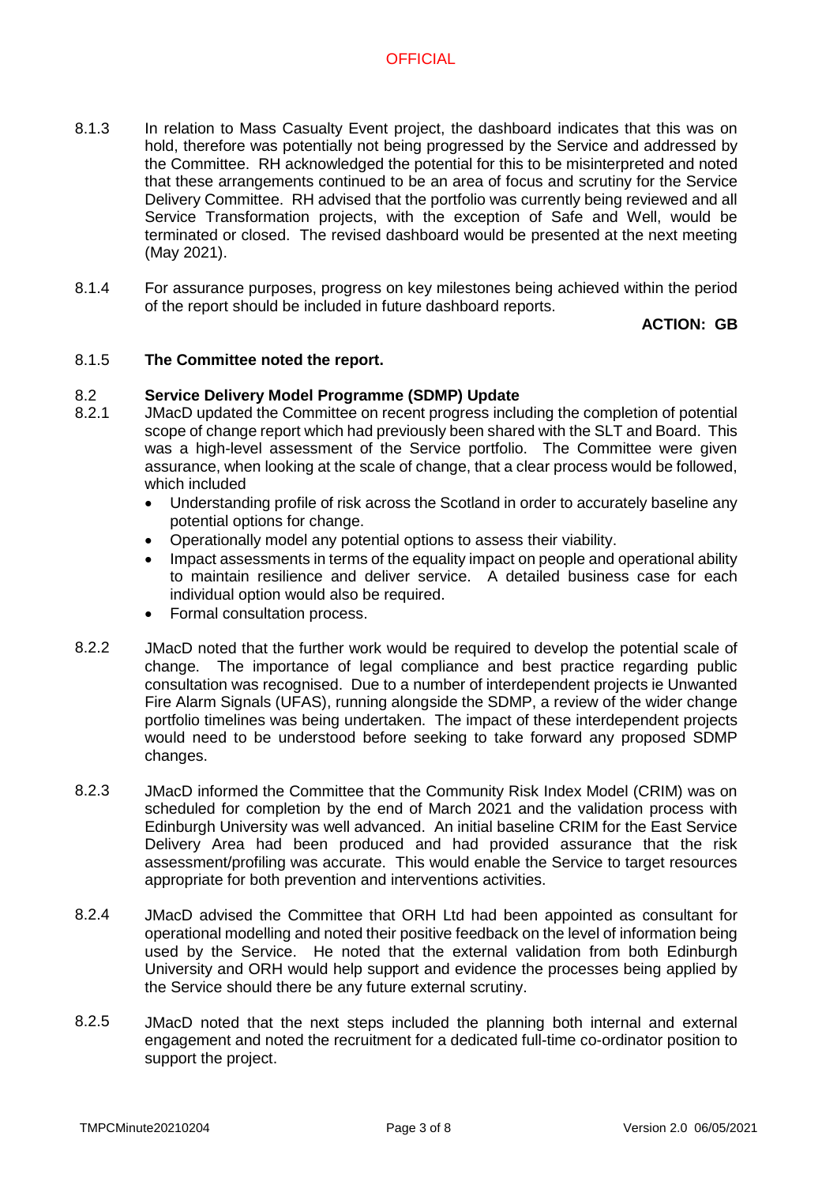8.1.3 In relation to Mass Casualty Event project, the dashboard indicates that this was on hold, therefore was potentially not being progressed by the Service and addressed by the Committee. RH acknowledged the potential for this to be misinterpreted and noted that these arrangements continued to be an area of focus and scrutiny for the Service Delivery Committee. RH advised that the portfolio was currently being reviewed and all Service Transformation projects, with the exception of Safe and Well, would be terminated or closed. The revised dashboard would be presented at the next meeting (May 2021).

8.1.4 For assurance purposes, progress on key milestones being achieved within the period of the report should be included in future dashboard reports.

**ACTION: GB**

8.1.5 **The Committee noted the report.**

8.2 **Service Delivery Model Programme (SDMP) Update**

8.2.1 JMacD updated the Committee on recent progress including the completion of potential scope of change report which had previously been shared with the SLT and Board. This was a high-level assessment of the Service portfolio. The Committee were given assurance, when looking at the scale of change, that a clear process would be followed, which included

- Understanding profile of risk across the Scotland in order to accurately baseline any potential options for change.
- Operationally model any potential options to assess their viability.
- Impact assessments in terms of the equality impact on people and operational ability to maintain resilience and deliver service. A detailed business case for each individual option would also be required.
- Formal consultation process.

8.2.2 JMacD noted that the further work would be required to develop the potential scale of change. The importance of legal compliance and best practice regarding public consultation was recognised. Due to a number of interdependent projects ie Unwanted Fire Alarm Signals (UFAS), running alongside the SDMP, a review of the wider change portfolio timelines was being undertaken. The impact of these interdependent projects would need to be understood before seeking to take forward any proposed SDMP changes.

8.2.3 JMacD informed the Committee that the Community Risk Index Model (CRIM) was on scheduled for completion by the end of March 2021 and the validation process with Edinburgh University was well advanced. An initial baseline CRIM for the East Service Delivery Area had been produced and had provided assurance that the risk assessment/profiling was accurate. This would enable the Service to target resources appropriate for both prevention and interventions activities.

8.2.4 JMacD advised the Committee that ORH Ltd had been appointed as consultant for operational modelling and noted their positive feedback on the level of information being used by the Service. He noted that the external validation from both Edinburgh University and ORH would help support and evidence the processes being applied by the Service should there be any future external scrutiny.

8.2.5 JMacD noted that the next steps included the planning both internal and external engagement and noted the recruitment for a dedicated full-time co-ordinator position to support the project.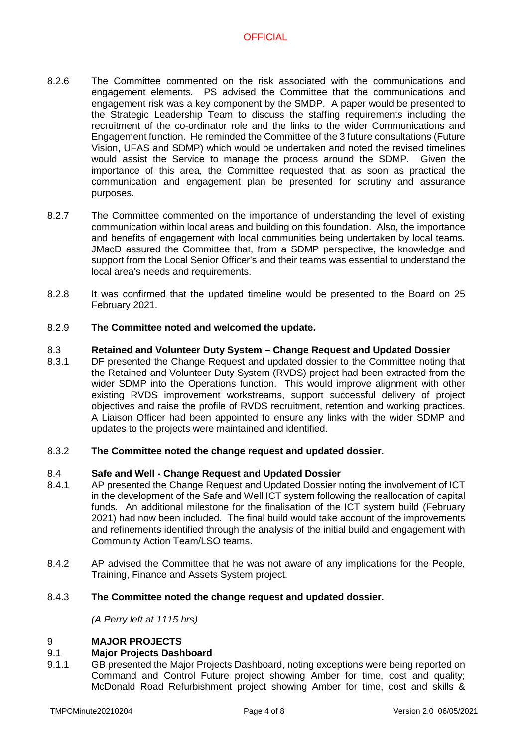8.2.6 The Committee commented on the risk associated with the communications and engagement elements. PS advised the Committee that the communications and engagement risk was a key component by the SMDP. A paper would be presented to the Strategic Leadership Team to discuss the staffing requirements including the recruitment of the co-ordinator role and the links to the wider Communications and Engagement function. He reminded the Committee of the 3 future consultations (Future Vision, UFAS and SDMP) which would be undertaken and noted the revised timelines would assist the Service to manage the process around the SDMP. Given the importance of this area, the Committee requested that as soon as practical the communication and engagement plan be presented for scrutiny and assurance purposes.

8.2.7 The Committee commented on the importance of understanding the level of existing communication within local areas and building on this foundation. Also, the importance and benefits of engagement with local communities being undertaken by local teams. JMacD assured the Committee that, from a SDMP perspective, the knowledge and support from the Local Senior Officer's and their teams was essential to understand the local area's needs and requirements.

8.2.8 It was confirmed that the updated timeline would be presented to the Board on 25 February 2021.

8.2.9 **The Committee noted and welcomed the update.**

8.3 **Retained and Volunteer Duty System – Change Request and Updated Dossier**

8.3.1 DF presented the Change Request and updated dossier to the Committee noting that the Retained and Volunteer Duty System (RVDS) project had been extracted from the wider SDMP into the Operations function. This would improve alignment with other existing RVDS improvement workstreams, support successful delivery of project objectives and raise the profile of RVDS recruitment, retention and working practices. A Liaison Officer had been appointed to ensure any links with the wider SDMP and updates to the projects were maintained and identified.

8.3.2 **The Committee noted the change request and updated dossier.**

8.4 **Safe and Well - Change Request and Updated Dossier**

8.4.1 AP presented the Change Request and Updated Dossier noting the involvement of ICT in the development of the Safe and Well ICT system following the reallocation of capital funds. An additional milestone for the finalisation of the ICT system build (February 2021) had now been included. The final build would take account of the improvements and refinements identified through the analysis of the initial build and engagement with Community Action Team/LSO teams.

8.4.2 AP advised the Committee that he was not aware of any implications for the People, Training, Finance and Assets System project.

8.4.3 **The Committee noted the change request and updated dossier.**

*(A Perry left at 1115 hrs)*

9 **MAJOR PROJECTS**

9.1 **Major Projects Dashboard**

9.1.1 GB presented the Major Projects Dashboard, noting exceptions were being reported on Command and Control Future project showing Amber for time, cost and quality; McDonald Road Refurbishment project showing Amber for time, cost and skills &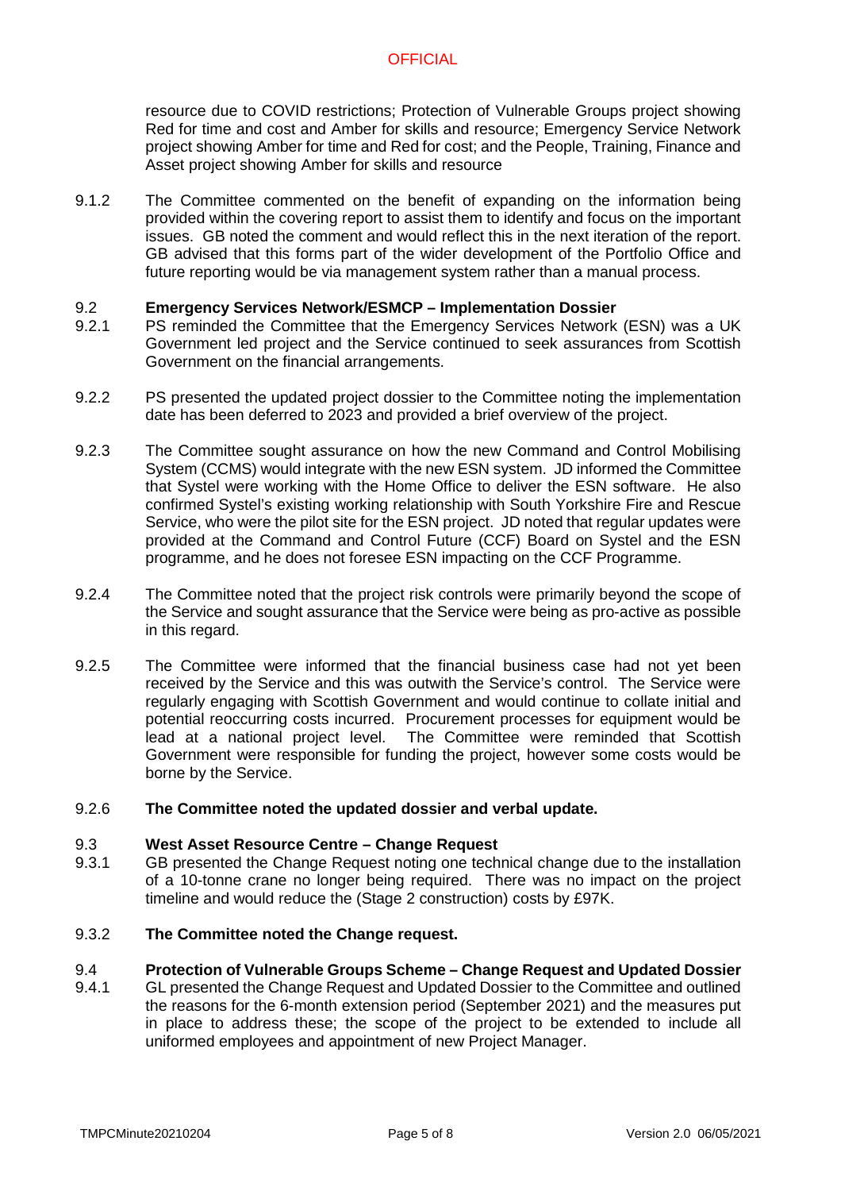resource due to COVID restrictions; Protection of Vulnerable Groups project showing Red for time and cost and Amber for skills and resource; Emergency Service Network project showing Amber for time and Red for cost; and the People, Training, Finance and Asset project showing Amber for skills and resource

9.1.2 The Committee commented on the benefit of expanding on the information being provided within the covering report to assist them to identify and focus on the important issues. GB noted the comment and would reflect this in the next iteration of the report. GB advised that this forms part of the wider development of the Portfolio Office and future reporting would be via management system rather than a manual process.

**9.2 Emergency Services Network/ESMCP – Implementation Dossier**

9.2.1 PS reminded the Committee that the Emergency Services Network (ESN) was a UK Government led project and the Service continued to seek assurances from Scottish Government on the financial arrangements.

9.2.2 PS presented the updated project dossier to the Committee noting the implementation date has been deferred to 2023 and provided a brief overview of the project.

9.2.3 The Committee sought assurance on how the new Command and Control Mobilising System (CCMS) would integrate with the new ESN system. JD informed the Committee that Systel were working with the Home Office to deliver the ESN software. He also confirmed Systel's existing working relationship with South Yorkshire Fire and Rescue Service, who were the pilot site for the ESN project. JD noted that regular updates were provided at the Command and Control Future (CCF) Board on Systel and the ESN programme, and he does not foresee ESN impacting on the CCF Programme.

9.2.4 The Committee noted that the project risk controls were primarily beyond the scope of the Service and sought assurance that the Service were being as pro-active as possible in this regard.

9.2.5 The Committee were informed that the financial business case had not yet been received by the Service and this was outwith the Service's control. The Service were regularly engaging with Scottish Government and would continue to collate initial and potential reoccurring costs incurred. Procurement processes for equipment would be lead at a national project level. The Committee were reminded that Scottish Government were responsible for funding the project, however some costs would be borne by the Service.

9.2.6 **The Committee noted the updated dossier and verbal update.**

**9.3 West Asset Resource Centre – Change Request**

9.3.1 GB presented the Change Request noting one technical change due to the installation of a 10-tonne crane no longer being required. There was no impact on the project timeline and would reduce the (Stage 2 construction) costs by £97K.

9.3.2 **The Committee noted the Change request.**

**9.4 Protection of Vulnerable Groups Scheme – Change Request and Updated Dossier**

9.4.1 GL presented the Change Request and Updated Dossier to the Committee and outlined the reasons for the 6-month extension period (September 2021) and the measures put in place to address these; the scope of the project to be extended to include all uniformed employees and appointment of new Project Manager.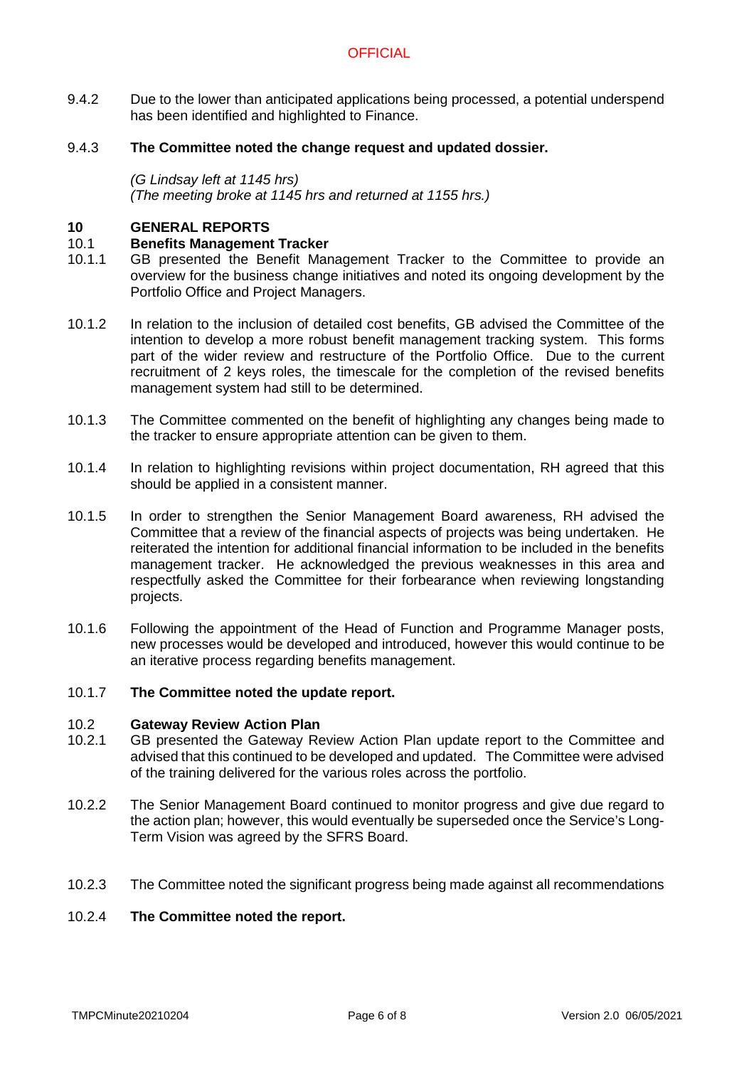9.4.2 Due to the lower than anticipated applications being processed, a potential underspend has been identified and highlighted to Finance.

9.4.3 **The Committee noted the change request and updated dossier.**

*(G Lindsay left at 1145 hrs)*
*(The meeting broke at 1145 hrs and returned at 1155 hrs.)*

## 10 GENERAL REPORTS

### 10.1 Benefits Management Tracker

10.1.1 GB presented the Benefit Management Tracker to the Committee to provide an overview for the business change initiatives and noted its ongoing development by the Portfolio Office and Project Managers.

10.1.2 In relation to the inclusion of detailed cost benefits, GB advised the Committee of the intention to develop a more robust benefit management tracking system. This forms part of the wider review and restructure of the Portfolio Office. Due to the current recruitment of 2 keys roles, the timescale for the completion of the revised benefits management system had still to be determined.

10.1.3 The Committee commented on the benefit of highlighting any changes being made to the tracker to ensure appropriate attention can be given to them.

10.1.4 In relation to highlighting revisions within project documentation, RH agreed that this should be applied in a consistent manner.

10.1.5 In order to strengthen the Senior Management Board awareness, RH advised the Committee that a review of the financial aspects of projects was being undertaken. He reiterated the intention for additional financial information to be included in the benefits management tracker. He acknowledged the previous weaknesses in this area and respectfully asked the Committee for their forbearance when reviewing longstanding projects.

10.1.6 Following the appointment of the Head of Function and Programme Manager posts, new processes would be developed and introduced, however this would continue to be an iterative process regarding benefits management.

10.1.7 **The Committee noted the update report.**

### 10.2 Gateway Review Action Plan

10.2.1 GB presented the Gateway Review Action Plan update report to the Committee and advised that this continued to be developed and updated. The Committee were advised of the training delivered for the various roles across the portfolio.

10.2.2 The Senior Management Board continued to monitor progress and give due regard to the action plan; however, this would eventually be superseded once the Service's Long-Term Vision was agreed by the SFRS Board.

10.2.3 The Committee noted the significant progress being made against all recommendations

10.2.4 **The Committee noted the report.**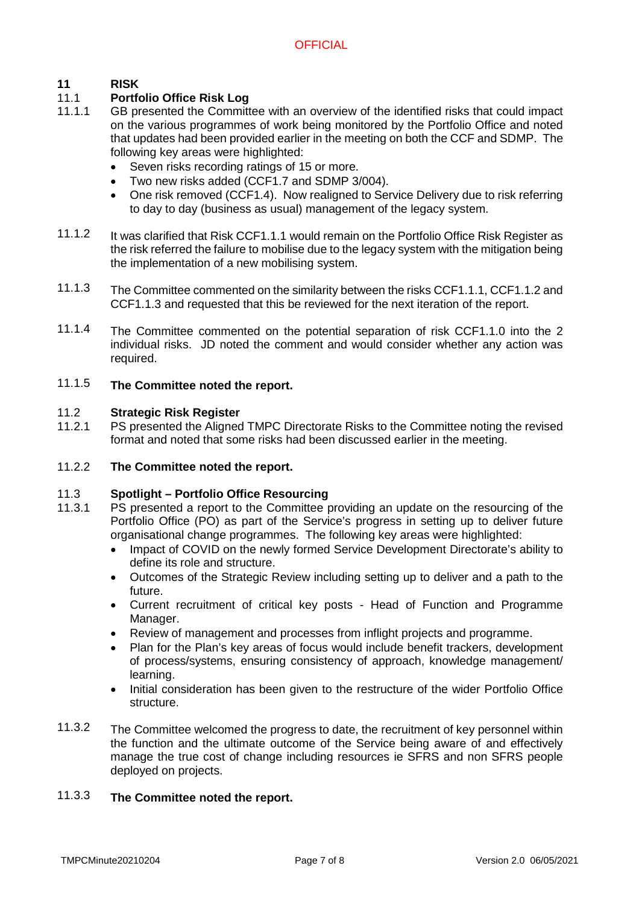## 11 RISK

### 11.1 Portfolio Office Risk Log

11.1.1 GB presented the Committee with an overview of the identified risks that could impact on the various programmes of work being monitored by the Portfolio Office and noted that updates had been provided earlier in the meeting on both the CCF and SDMP. The following key areas were highlighted:

- Seven risks recording ratings of 15 or more.
- Two new risks added (CCF1.7 and SDMP 3/004).
- One risk removed (CCF1.4). Now realigned to Service Delivery due to risk referring to day to day (business as usual) management of the legacy system.

11.1.2 It was clarified that Risk CCF1.1.1 would remain on the Portfolio Office Risk Register as the risk referred the failure to mobilise due to the legacy system with the mitigation being the implementation of a new mobilising system.

11.1.3 The Committee commented on the similarity between the risks CCF1.1.1, CCF1.1.2 and CCF1.1.3 and requested that this be reviewed for the next iteration of the report.

11.1.4 The Committee commented on the potential separation of risk CCF1.1.0 into the 2 individual risks. JD noted the comment and would consider whether any action was required.

11.1.5 **The Committee noted the report.**

### 11.2 Strategic Risk Register

11.2.1 PS presented the Aligned TMPC Directorate Risks to the Committee noting the revised format and noted that some risks had been discussed earlier in the meeting.

11.2.2 **The Committee noted the report.**

### 11.3 Spotlight – Portfolio Office Resourcing

11.3.1 PS presented a report to the Committee providing an update on the resourcing of the Portfolio Office (PO) as part of the Service's progress in setting up to deliver future organisational change programmes. The following key areas were highlighted:

- Impact of COVID on the newly formed Service Development Directorate's ability to define its role and structure.
- Outcomes of the Strategic Review including setting up to deliver and a path to the future.
- Current recruitment of critical key posts - Head of Function and Programme Manager.
- Review of management and processes from inflight projects and programme.
- Plan for the Plan's key areas of focus would include benefit trackers, development of process/systems, ensuring consistency of approach, knowledge management/ learning.
- Initial consideration has been given to the restructure of the wider Portfolio Office structure.

11.3.2 The Committee welcomed the progress to date, the recruitment of key personnel within the function and the ultimate outcome of the Service being aware of and effectively manage the true cost of change including resources ie SFRS and non SFRS people deployed on projects.

11.3.3 **The Committee noted the report.**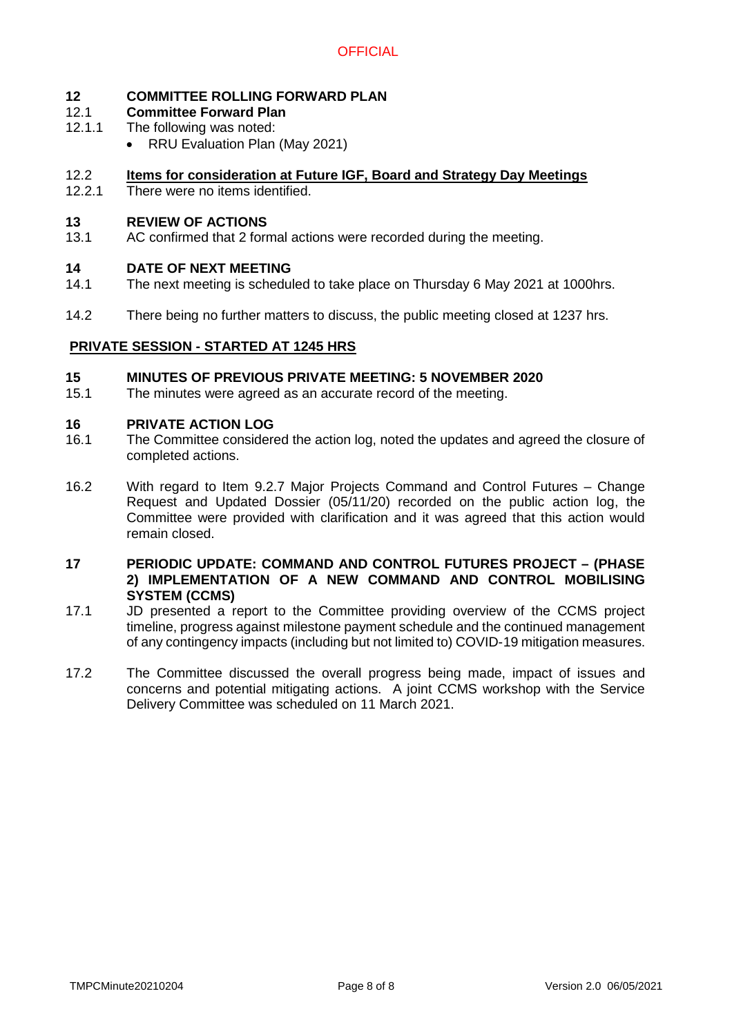## 12 COMMITTEE ROLLING FORWARD PLAN

### 12.1 Committee Forward Plan

12.1.1 The following was noted:

- RRU Evaluation Plan (May 2021)

### 12.2 Items for consideration at Future IGF, Board and Strategy Day Meetings

12.2.1 There were no items identified.

## 13 REVIEW OF ACTIONS

13.1 AC confirmed that 2 formal actions were recorded during the meeting.

## 14 DATE OF NEXT MEETING

14.1 The next meeting is scheduled to take place on Thursday 6 May 2021 at 1000hrs.

14.2 There being no further matters to discuss, the public meeting closed at 1237 hrs.

## PRIVATE SESSION - STARTED AT 1245 HRS

## 15 MINUTES OF PREVIOUS PRIVATE MEETING: 5 NOVEMBER 2020

15.1 The minutes were agreed as an accurate record of the meeting.

## 16 PRIVATE ACTION LOG

16.1 The Committee considered the action log, noted the updates and agreed the closure of completed actions.

16.2 With regard to Item 9.2.7 Major Projects Command and Control Futures – Change Request and Updated Dossier (05/11/20) recorded on the public action log, the Committee were provided with clarification and it was agreed that this action would remain closed.

## 17 PERIODIC UPDATE: COMMAND AND CONTROL FUTURES PROJECT – (PHASE 2) IMPLEMENTATION OF A NEW COMMAND AND CONTROL MOBILISING SYSTEM (CCMS)

17.1 JD presented a report to the Committee providing overview of the CCMS project timeline, progress against milestone payment schedule and the continued management of any contingency impacts (including but not limited to) COVID-19 mitigation measures.

17.2 The Committee discussed the overall progress being made, impact of issues and concerns and potential mitigating actions. A joint CCMS workshop with the Service Delivery Committee was scheduled on 11 March 2021.